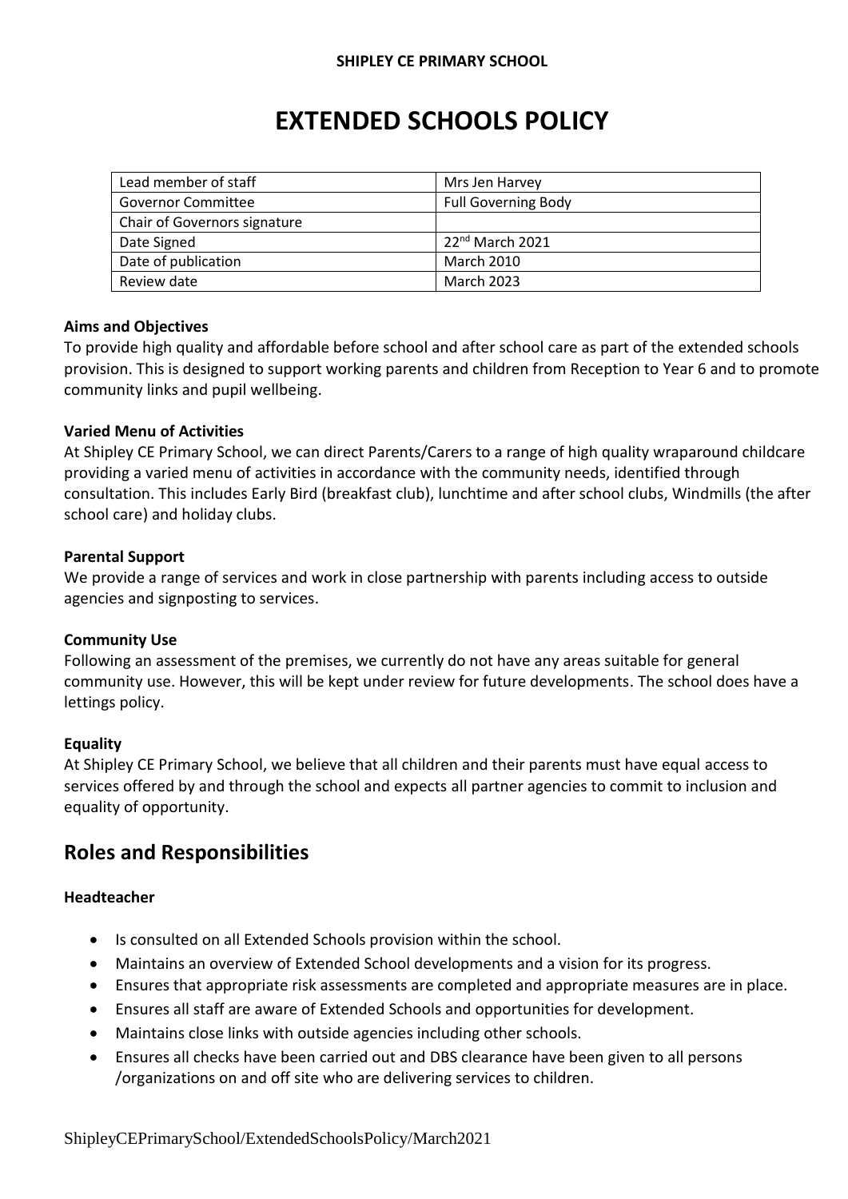**SHIPLEY CE PRIMARY SCHOOL**

# EXTENDED SCHOOLS POLICY

| Lead member of staff | Mrs Jen Harvey |
|---|---|
| Governor Committee | Full Governing Body |
| Chair of Governors signature | |
| Date Signed | 22nd March 2021 |
| Date of publication | March 2010 |
| Review date | March 2023 |

**Aims and Objectives**

To provide high quality and affordable before school and after school care as part of the extended schools provision. This is designed to support working parents and children from Reception to Year 6 and to promote community links and pupil wellbeing.

**Varied Menu of Activities**

At Shipley CE Primary School, we can direct Parents/Carers to a range of high quality wraparound childcare providing a varied menu of activities in accordance with the community needs, identified through consultation. This includes Early Bird (breakfast club), lunchtime and after school clubs, Windmills (the after school care) and holiday clubs.

**Parental Support**

We provide a range of services and work in close partnership with parents including access to outside agencies and signposting to services.

**Community Use**

Following an assessment of the premises, we currently do not have any areas suitable for general community use. However, this will be kept under review for future developments. The school does have a lettings policy.

**Equality**

At Shipley CE Primary School, we believe that all children and their parents must have equal access to services offered by and through the school and expects all partner agencies to commit to inclusion and equality of opportunity.

## Roles and Responsibilities

**Headteacher**

- Is consulted on all Extended Schools provision within the school.
- Maintains an overview of Extended School developments and a vision for its progress.
- Ensures that appropriate risk assessments are completed and appropriate measures are in place.
- Ensures all staff are aware of Extended Schools and opportunities for development.
- Maintains close links with outside agencies including other schools.
- Ensures all checks have been carried out and DBS clearance have been given to all persons /organizations on and off site who are delivering services to children.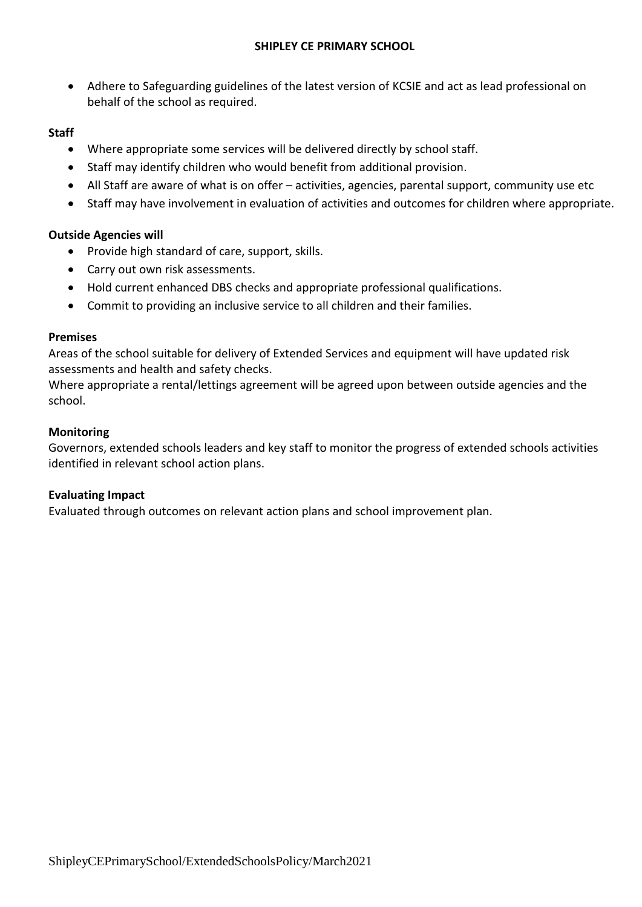- Adhere to Safeguarding guidelines of the latest version of KCSIE and act as lead professional on behalf of the school as required.

**Staff**

- Where appropriate some services will be delivered directly by school staff.
- Staff may identify children who would benefit from additional provision.
- All Staff are aware of what is on offer – activities, agencies, parental support, community use etc
- Staff may have involvement in evaluation of activities and outcomes for children where appropriate.

**Outside Agencies will**

- Provide high standard of care, support, skills.
- Carry out own risk assessments.
- Hold current enhanced DBS checks and appropriate professional qualifications.
- Commit to providing an inclusive service to all children and their families.

**Premises**

Areas of the school suitable for delivery of Extended Services and equipment will have updated risk assessments and health and safety checks.

Where appropriate a rental/lettings agreement will be agreed upon between outside agencies and the school.

**Monitoring**

Governors, extended schools leaders and key staff to monitor the progress of extended schools activities identified in relevant school action plans.

**Evaluating Impact**

Evaluated through outcomes on relevant action plans and school improvement plan.